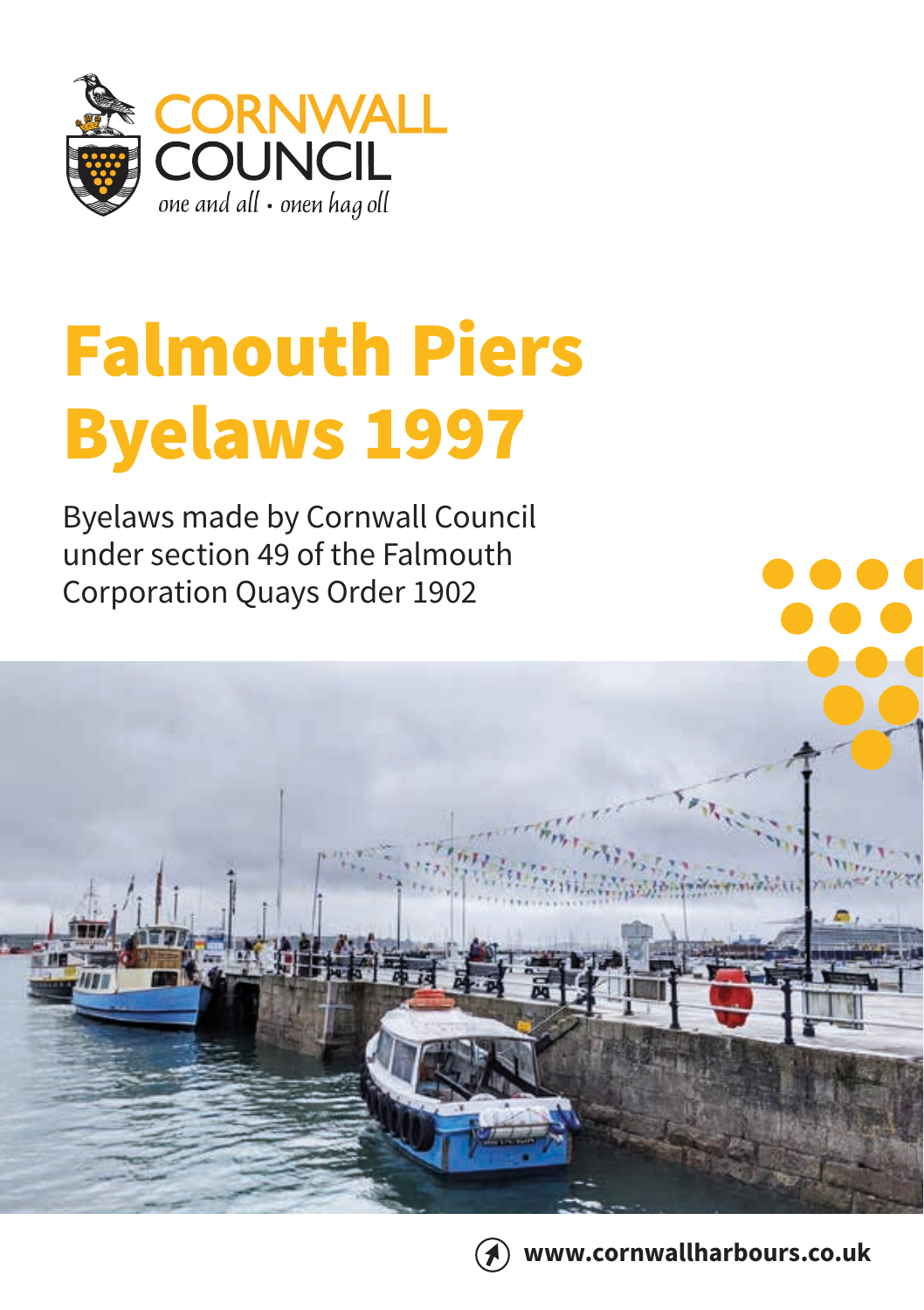CORNWALL COUNCIL

*one and all • onen hag oll*

# Falmouth Piers Byelaws 1997

Byelaws made by Cornwall Council under section 49 of the Falmouth Corporation Quays Order 1902

**www.cornwallharbours.co.uk**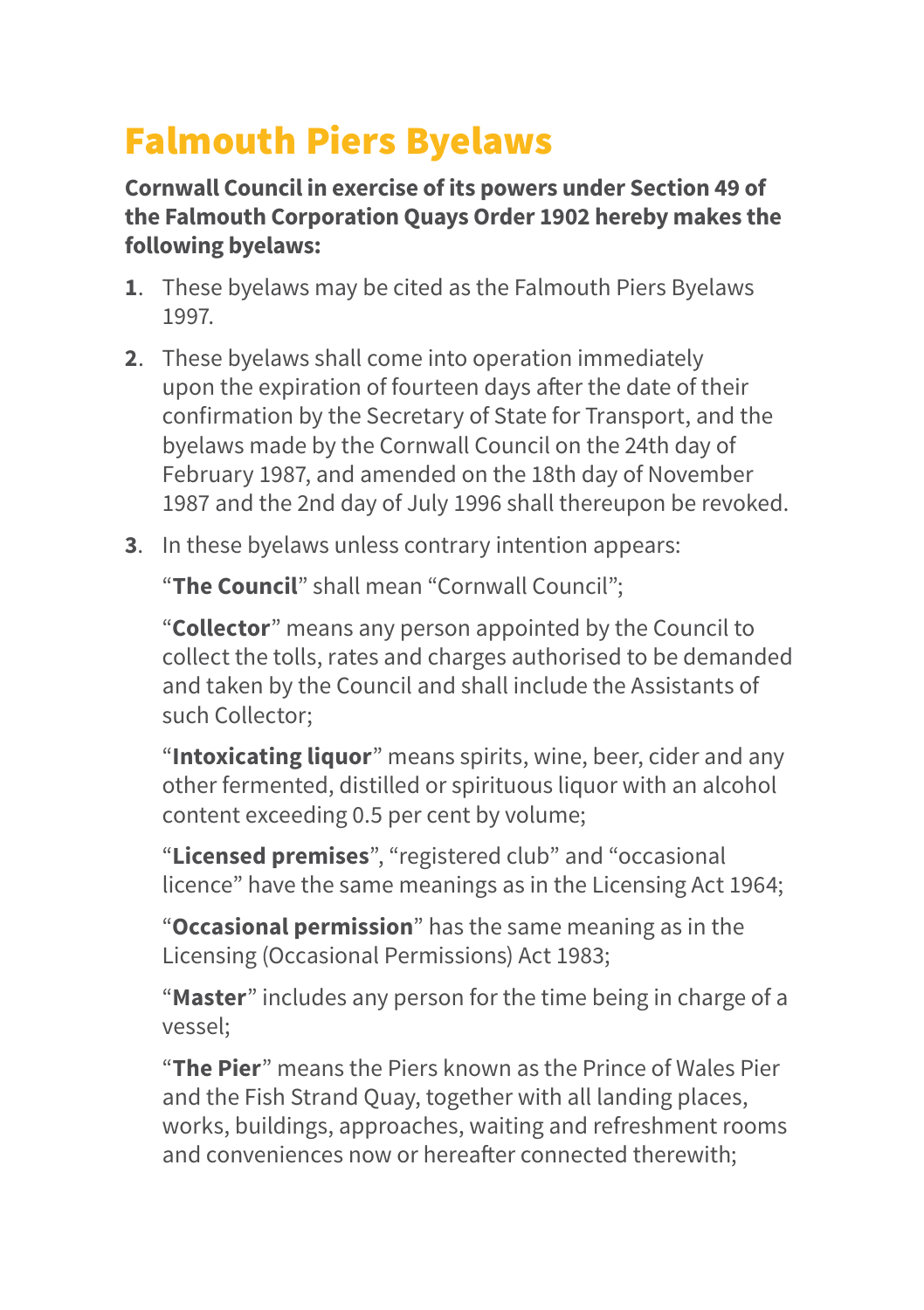# Falmouth Piers Byelaws

**Cornwall Council in exercise of its powers under Section 49 of the Falmouth Corporation Quays Order 1902 hereby makes the following byelaws:**

1. These byelaws may be cited as the Falmouth Piers Byelaws 1997.
2. These byelaws shall come into operation immediately upon the expiration of fourteen days after the date of their confirmation by the Secretary of State for Transport, and the byelaws made by the Cornwall Council on the 24th day of February 1987, and amended on the 18th day of November 1987 and the 2nd day of July 1996 shall thereupon be revoked.
3. In these byelaws unless contrary intention appears:

   "**The Council**" shall mean "Cornwall Council";

   "**Collector**" means any person appointed by the Council to collect the tolls, rates and charges authorised to be demanded and taken by the Council and shall include the Assistants of such Collector;

   "**Intoxicating liquor**" means spirits, wine, beer, cider and any other fermented, distilled or spirituous liquor with an alcohol content exceeding 0.5 per cent by volume;

   "**Licensed premises**", "registered club" and "occasional licence" have the same meanings as in the Licensing Act 1964;

   "**Occasional permission**" has the same meaning as in the Licensing (Occasional Permissions) Act 1983;

   "**Master**" includes any person for the time being in charge of a vessel;

   "**The Pier**" means the Piers known as the Prince of Wales Pier and the Fish Strand Quay, together with all landing places, works, buildings, approaches, waiting and refreshment rooms and conveniences now or hereafter connected therewith;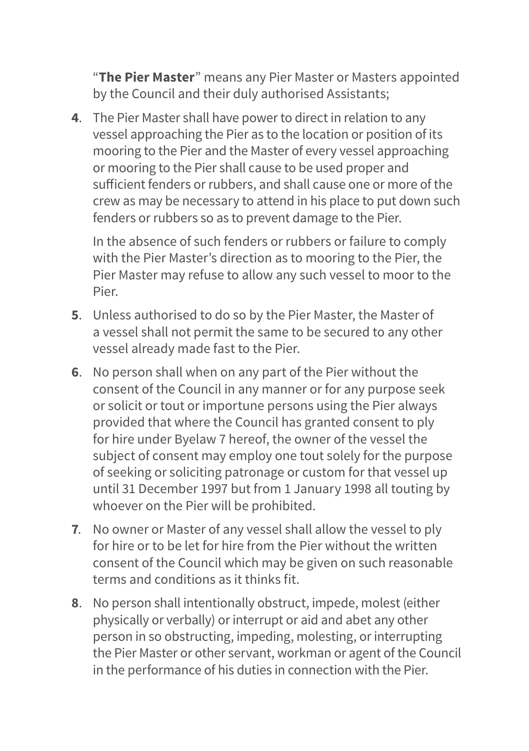"**The Pier Master**" means any Pier Master or Masters appointed by the Council and their duly authorised Assistants;

**4**. The Pier Master shall have power to direct in relation to any vessel approaching the Pier as to the location or position of its mooring to the Pier and the Master of every vessel approaching or mooring to the Pier shall cause to be used proper and sufficient fenders or rubbers, and shall cause one or more of the crew as may be necessary to attend in his place to put down such fenders or rubbers so as to prevent damage to the Pier.

In the absence of such fenders or rubbers or failure to comply with the Pier Master's direction as to mooring to the Pier, the Pier Master may refuse to allow any such vessel to moor to the Pier.

**5**. Unless authorised to do so by the Pier Master, the Master of a vessel shall not permit the same to be secured to any other vessel already made fast to the Pier.

**6**. No person shall when on any part of the Pier without the consent of the Council in any manner or for any purpose seek or solicit or tout or importune persons using the Pier always provided that where the Council has granted consent to ply for hire under Byelaw 7 hereof, the owner of the vessel the subject of consent may employ one tout solely for the purpose of seeking or soliciting patronage or custom for that vessel up until 31 December 1997 but from 1 January 1998 all touting by whoever on the Pier will be prohibited.

**7**. No owner or Master of any vessel shall allow the vessel to ply for hire or to be let for hire from the Pier without the written consent of the Council which may be given on such reasonable terms and conditions as it thinks fit.

**8**. No person shall intentionally obstruct, impede, molest (either physically or verbally) or interrupt or aid and abet any other person in so obstructing, impeding, molesting, or interrupting the Pier Master or other servant, workman or agent of the Council in the performance of his duties in connection with the Pier.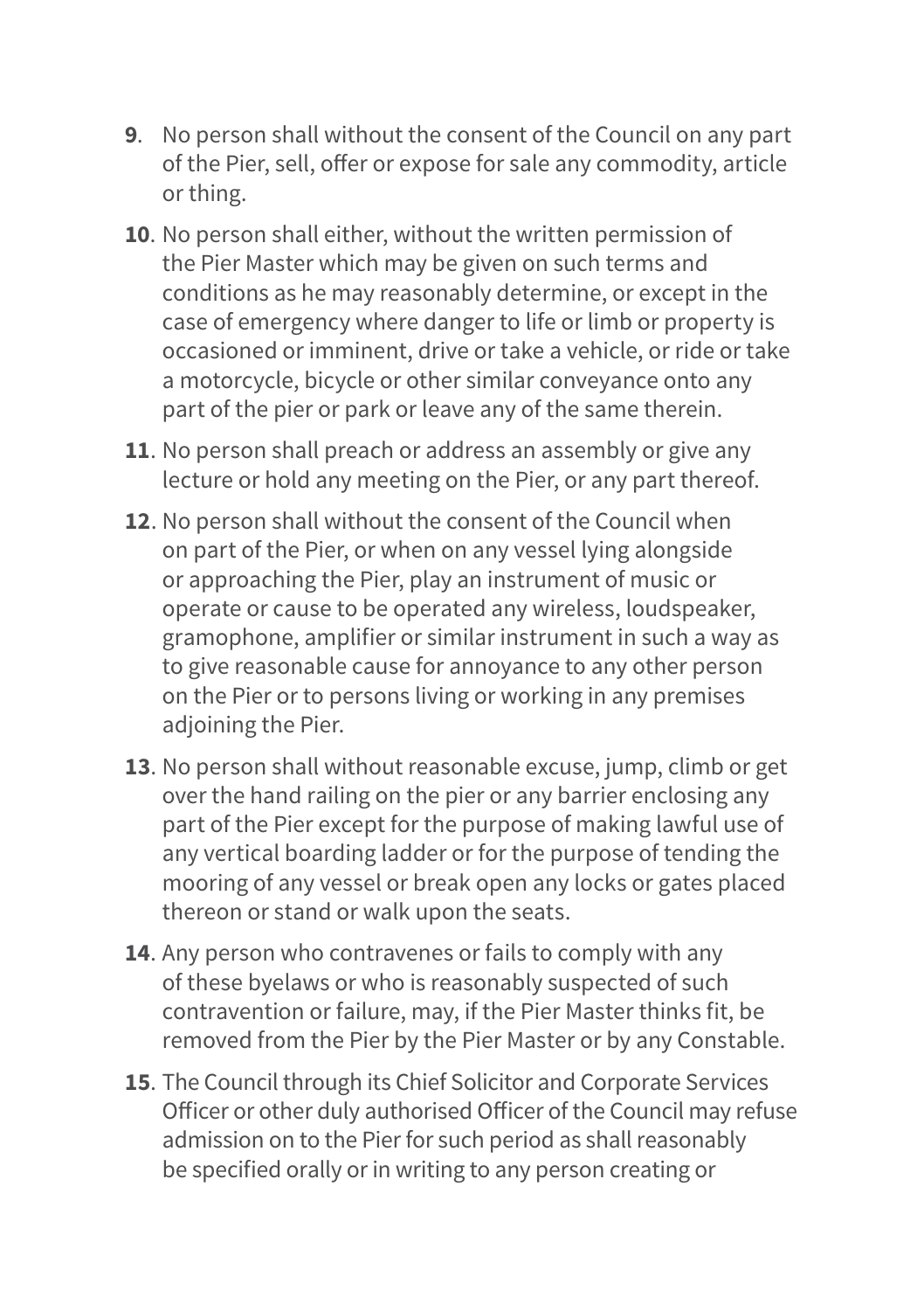**9**. No person shall without the consent of the Council on any part of the Pier, sell, offer or expose for sale any commodity, article or thing.

**10**. No person shall either, without the written permission of the Pier Master which may be given on such terms and conditions as he may reasonably determine, or except in the case of emergency where danger to life or limb or property is occasioned or imminent, drive or take a vehicle, or ride or take a motorcycle, bicycle or other similar conveyance onto any part of the pier or park or leave any of the same therein.

**11**. No person shall preach or address an assembly or give any lecture or hold any meeting on the Pier, or any part thereof.

**12**. No person shall without the consent of the Council when on part of the Pier, or when on any vessel lying alongside or approaching the Pier, play an instrument of music or operate or cause to be operated any wireless, loudspeaker, gramophone, amplifier or similar instrument in such a way as to give reasonable cause for annoyance to any other person on the Pier or to persons living or working in any premises adjoining the Pier.

**13**. No person shall without reasonable excuse, jump, climb or get over the hand railing on the pier or any barrier enclosing any part of the Pier except for the purpose of making lawful use of any vertical boarding ladder or for the purpose of tending the mooring of any vessel or break open any locks or gates placed thereon or stand or walk upon the seats.

**14**. Any person who contravenes or fails to comply with any of these byelaws or who is reasonably suspected of such contravention or failure, may, if the Pier Master thinks fit, be removed from the Pier by the Pier Master or by any Constable.

**15**. The Council through its Chief Solicitor and Corporate Services Officer or other duly authorised Officer of the Council may refuse admission on to the Pier for such period as shall reasonably be specified orally or in writing to any person creating or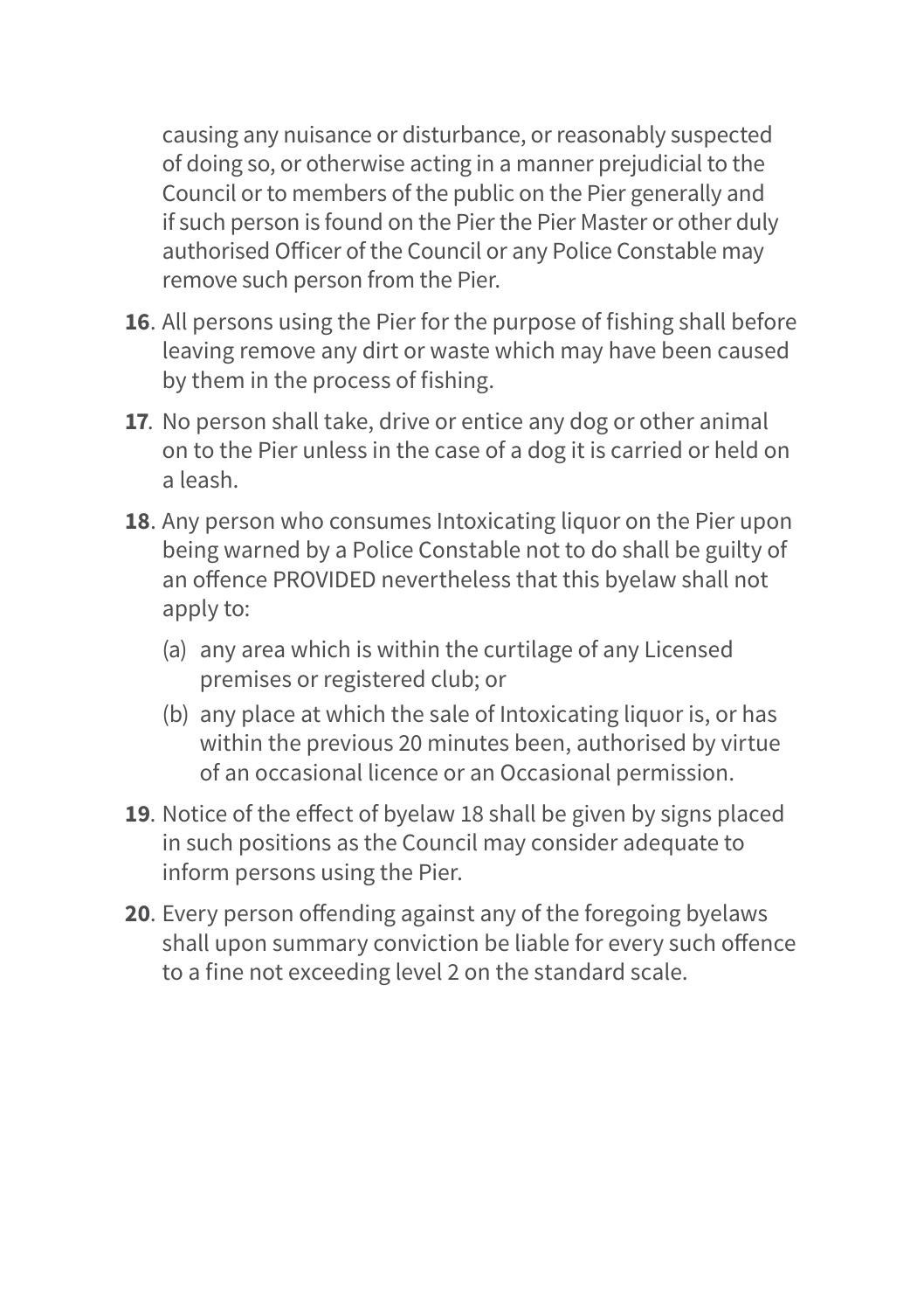causing any nuisance or disturbance, or reasonably suspected of doing so, or otherwise acting in a manner prejudicial to the Council or to members of the public on the Pier generally and if such person is found on the Pier the Pier Master or other duly authorised Officer of the Council or any Police Constable may remove such person from the Pier.

**16**. All persons using the Pier for the purpose of fishing shall before leaving remove any dirt or waste which may have been caused by them in the process of fishing.

**17**. No person shall take, drive or entice any dog or other animal on to the Pier unless in the case of a dog it is carried or held on a leash.

**18**. Any person who consumes Intoxicating liquor on the Pier upon being warned by a Police Constable not to do shall be guilty of an offence PROVIDED nevertheless that this byelaw shall not apply to:

(a) any area which is within the curtilage of any Licensed premises or registered club; or

(b) any place at which the sale of Intoxicating liquor is, or has within the previous 20 minutes been, authorised by virtue of an occasional licence or an Occasional permission.

**19**. Notice of the effect of byelaw 18 shall be given by signs placed in such positions as the Council may consider adequate to inform persons using the Pier.

**20**. Every person offending against any of the foregoing byelaws shall upon summary conviction be liable for every such offence to a fine not exceeding level 2 on the standard scale.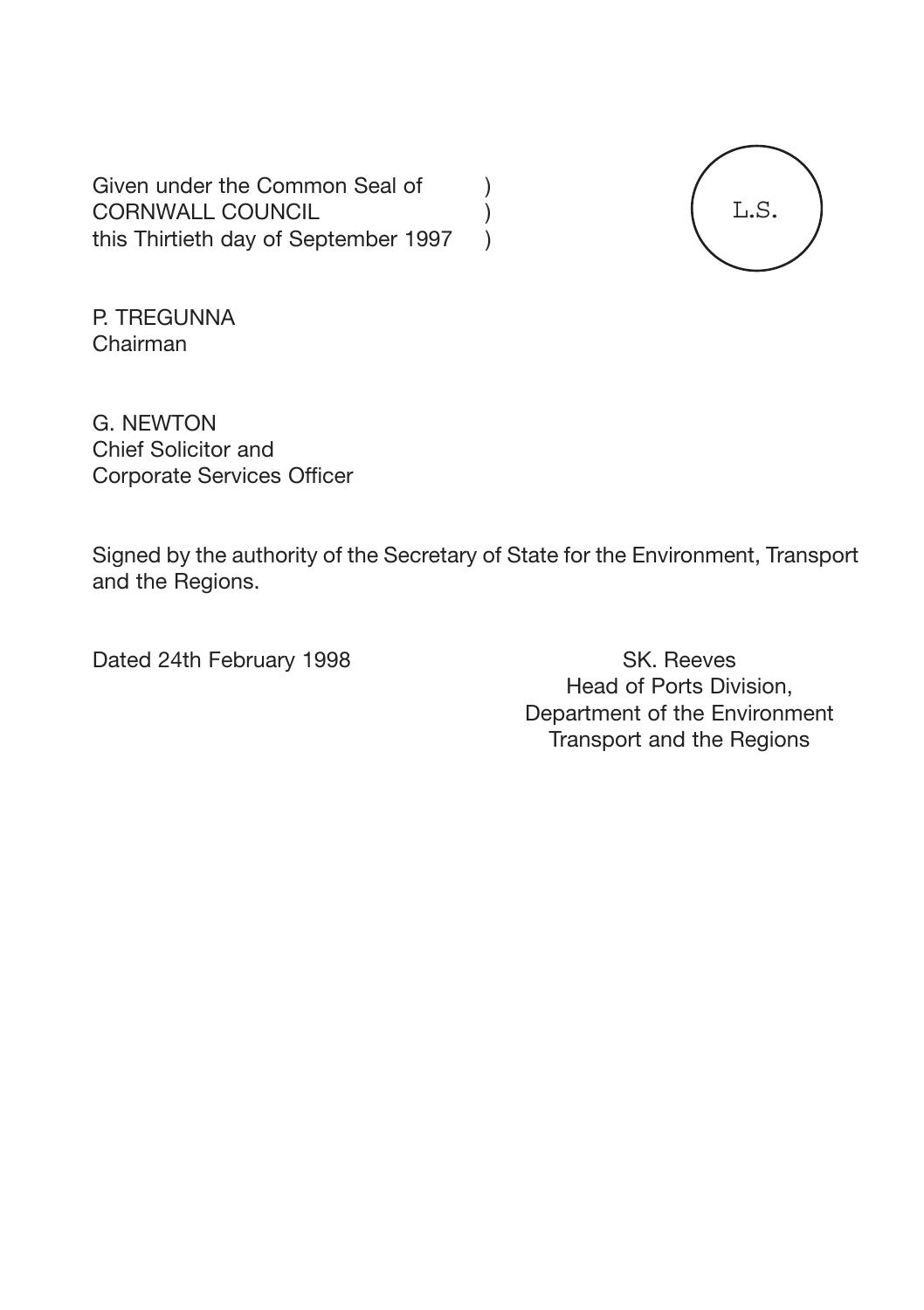Given under the Common Seal of )
CORNWALL COUNCIL )
this Thirtieth day of September 1997 )

L.S.

P. TREGUNNA
Chairman

G. NEWTON
Chief Solicitor and
Corporate Services Officer

Signed by the authority of the Secretary of State for the Environment, Transport and the Regions.

Dated 24th February 1998

SK. Reeves
Head of Ports Division,
Department of the Environment
Transport and the Regions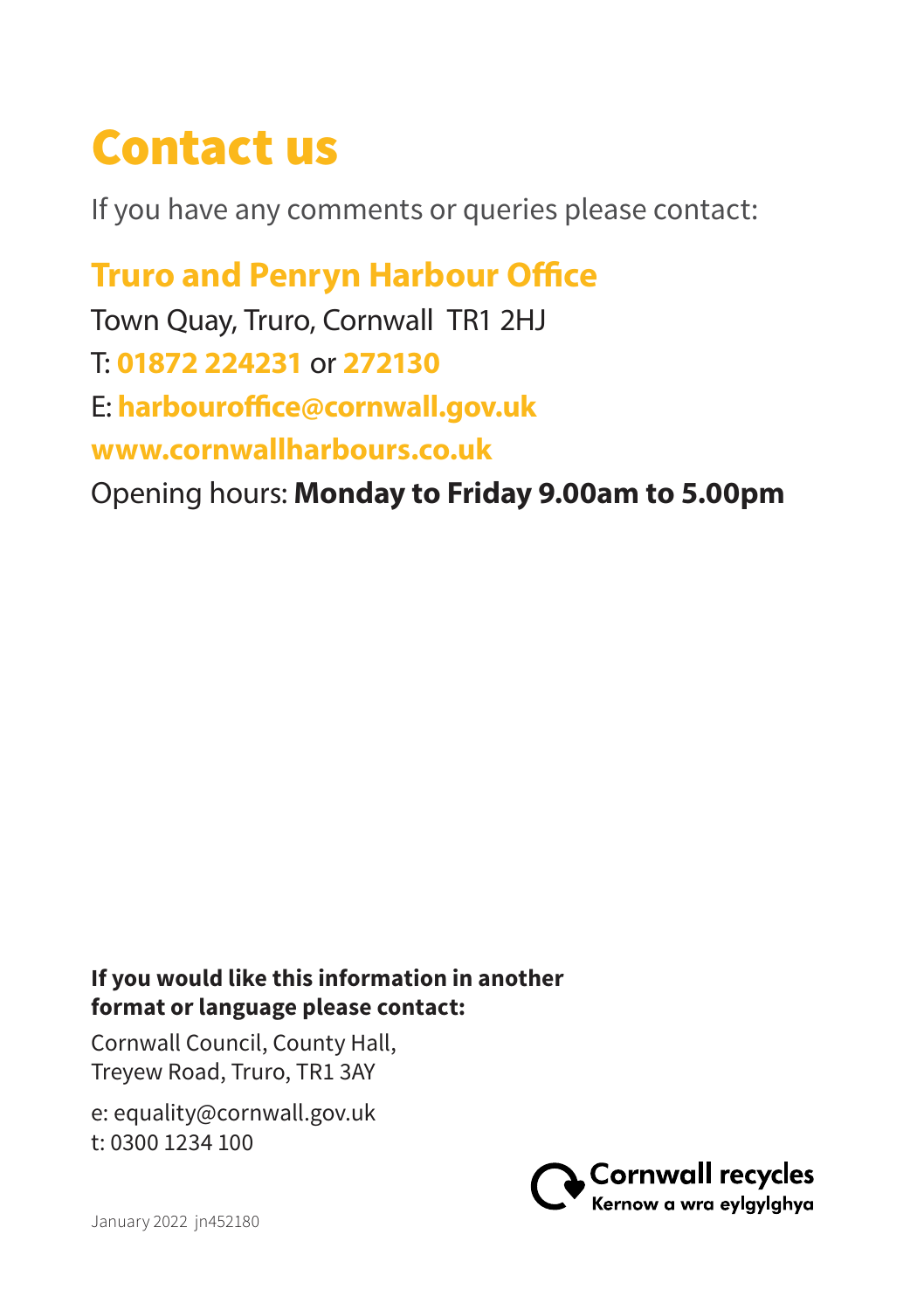# Contact us

If you have any comments or queries please contact:

## Truro and Penryn Harbour Office

Town Quay, Truro, Cornwall TR1 2HJ

T: **01872 224231** or **272130**

E: **harbouroffice@cornwall.gov.uk**

**www.cornwallharbours.co.uk**

Opening hours: **Monday to Friday 9.00am to 5.00pm**

**If you would like this information in another format or language please contact:**

Cornwall Council, County Hall,
Treyew Road, Truro, TR1 3AY

e: equality@cornwall.gov.uk
t: 0300 1234 100

Cornwall recycles
Kernow a wra eylgylghya

January 2022 jn452180